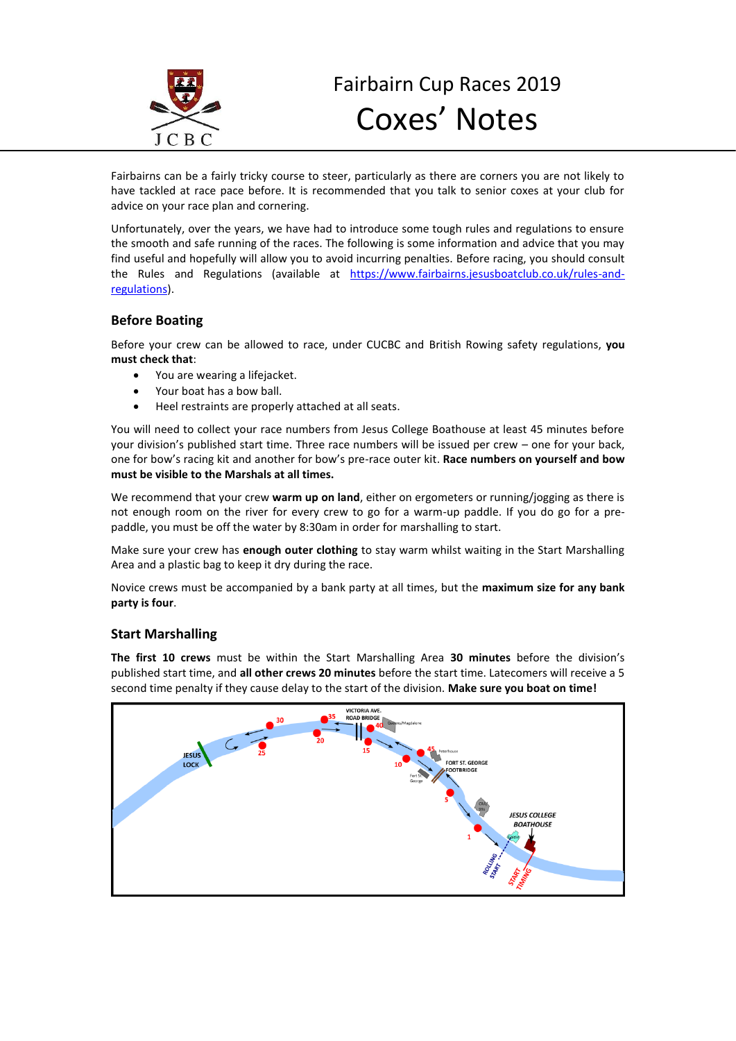# Fairbairn Cup Races 2019

# Coxes' Notes

Fairbairns can be a fairly tricky course to steer, particularly as there are corners you are not likely to have tackled at race pace before. It is recommended that you talk to senior coxes at your club for advice on your race plan and cornering.

Unfortunately, over the years, we have had to introduce some tough rules and regulations to ensure the smooth and safe running of the races. The following is some information and advice that you may find useful and hopefully will allow you to avoid incurring penalties. Before racing, you should consult the Rules and Regulations (available at https://www.fairbairns.jesusboatclub.co.uk/rules-and-regulations).

## Before Boating

Before your crew can be allowed to race, under CUCBC and British Rowing safety regulations, **you must check that**:

- You are wearing a lifejacket.
- Your boat has a bow ball.
- Heel restraints are properly attached at all seats.

You will need to collect your race numbers from Jesus College Boathouse at least 45 minutes before your division's published start time. Three race numbers will be issued per crew – one for your back, one for bow's racing kit and another for bow's pre-race outer kit. **Race numbers on yourself and bow must be visible to the Marshals at all times.**

We recommend that your crew **warm up on land**, either on ergometers or running/jogging as there is not enough room on the river for every crew to go for a warm-up paddle. If you do go for a pre-paddle, you must be off the water by 8:30am in order for marshalling to start.

Make sure your crew has **enough outer clothing** to stay warm whilst waiting in the Start Marshalling Area and a plastic bag to keep it dry during the race.

Novice crews must be accompanied by a bank party at all times, but the **maximum size for any bank party is four**.

## Start Marshalling

**The first 10 crews** must be within the Start Marshalling Area **30 minutes** before the division's published start time, and **all other crews 20 minutes** before the start time. Latecomers will receive a 5 second time penalty if they cause delay to the start of the division. **Make sure you boat on time!**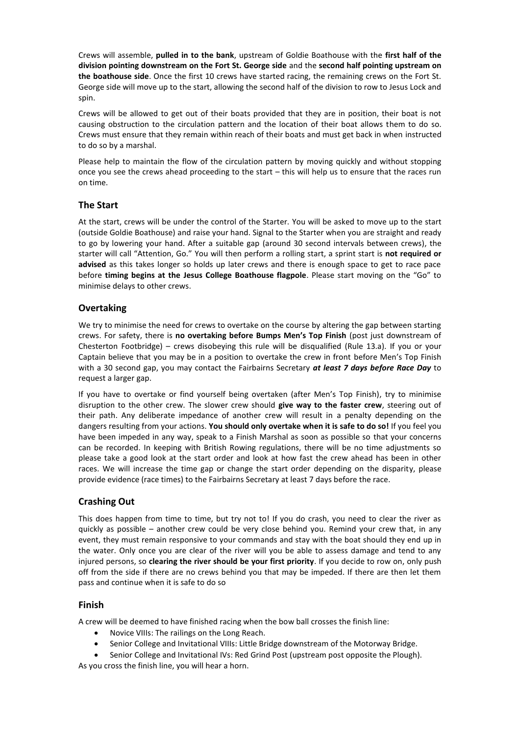Crews will assemble, **pulled in to the bank**, upstream of Goldie Boathouse with the **first half of the division pointing downstream on the Fort St. George side** and the **second half pointing upstream on the boathouse side**. Once the first 10 crews have started racing, the remaining crews on the Fort St. George side will move up to the start, allowing the second half of the division to row to Jesus Lock and spin.

Crews will be allowed to get out of their boats provided that they are in position, their boat is not causing obstruction to the circulation pattern and the location of their boat allows them to do so. Crews must ensure that they remain within reach of their boats and must get back in when instructed to do so by a marshal.

Please help to maintain the flow of the circulation pattern by moving quickly and without stopping once you see the crews ahead proceeding to the start – this will help us to ensure that the races run on time.

## The Start

At the start, crews will be under the control of the Starter. You will be asked to move up to the start (outside Goldie Boathouse) and raise your hand. Signal to the Starter when you are straight and ready to go by lowering your hand. After a suitable gap (around 30 second intervals between crews), the starter will call "Attention, Go." You will then perform a rolling start, a sprint start is **not required or advised** as this takes longer so holds up later crews and there is enough space to get to race pace before **timing begins at the Jesus College Boathouse flagpole**. Please start moving on the "Go" to minimise delays to other crews.

## Overtaking

We try to minimise the need for crews to overtake on the course by altering the gap between starting crews. For safety, there is **no overtaking before Bumps Men's Top Finish** (post just downstream of Chesterton Footbridge) – crews disobeying this rule will be disqualified (Rule 13.a). If you or your Captain believe that you may be in a position to overtake the crew in front before Men's Top Finish with a 30 second gap, you may contact the Fairbairns Secretary ***at least 7 days before Race Day*** to request a larger gap.

If you have to overtake or find yourself being overtaken (after Men's Top Finish), try to minimise disruption to the other crew. The slower crew should **give way to the faster crew**, steering out of their path. Any deliberate impedance of another crew will result in a penalty depending on the dangers resulting from your actions. **You should only overtake when it is safe to do so!** If you feel you have been impeded in any way, speak to a Finish Marshal as soon as possible so that your concerns can be recorded. In keeping with British Rowing regulations, there will be no time adjustments so please take a good look at the start order and look at how fast the crew ahead has been in other races. We will increase the time gap or change the start order depending on the disparity, please provide evidence (race times) to the Fairbairns Secretary at least 7 days before the race.

## Crashing Out

This does happen from time to time, but try not to! If you do crash, you need to clear the river as quickly as possible – another crew could be very close behind you. Remind your crew that, in any event, they must remain responsive to your commands and stay with the boat should they end up in the water. Only once you are clear of the river will you be able to assess damage and tend to any injured persons, so **clearing the river should be your first priority**. If you decide to row on, only push off from the side if there are no crews behind you that may be impeded. If there are then let them pass and continue when it is safe to do so

## Finish

A crew will be deemed to have finished racing when the bow ball crosses the finish line:

- Novice VIIIs: The railings on the Long Reach.
- Senior College and Invitational VIIIs: Little Bridge downstream of the Motorway Bridge.
- Senior College and Invitational IVs: Red Grind Post (upstream post opposite the Plough).

As you cross the finish line, you will hear a horn.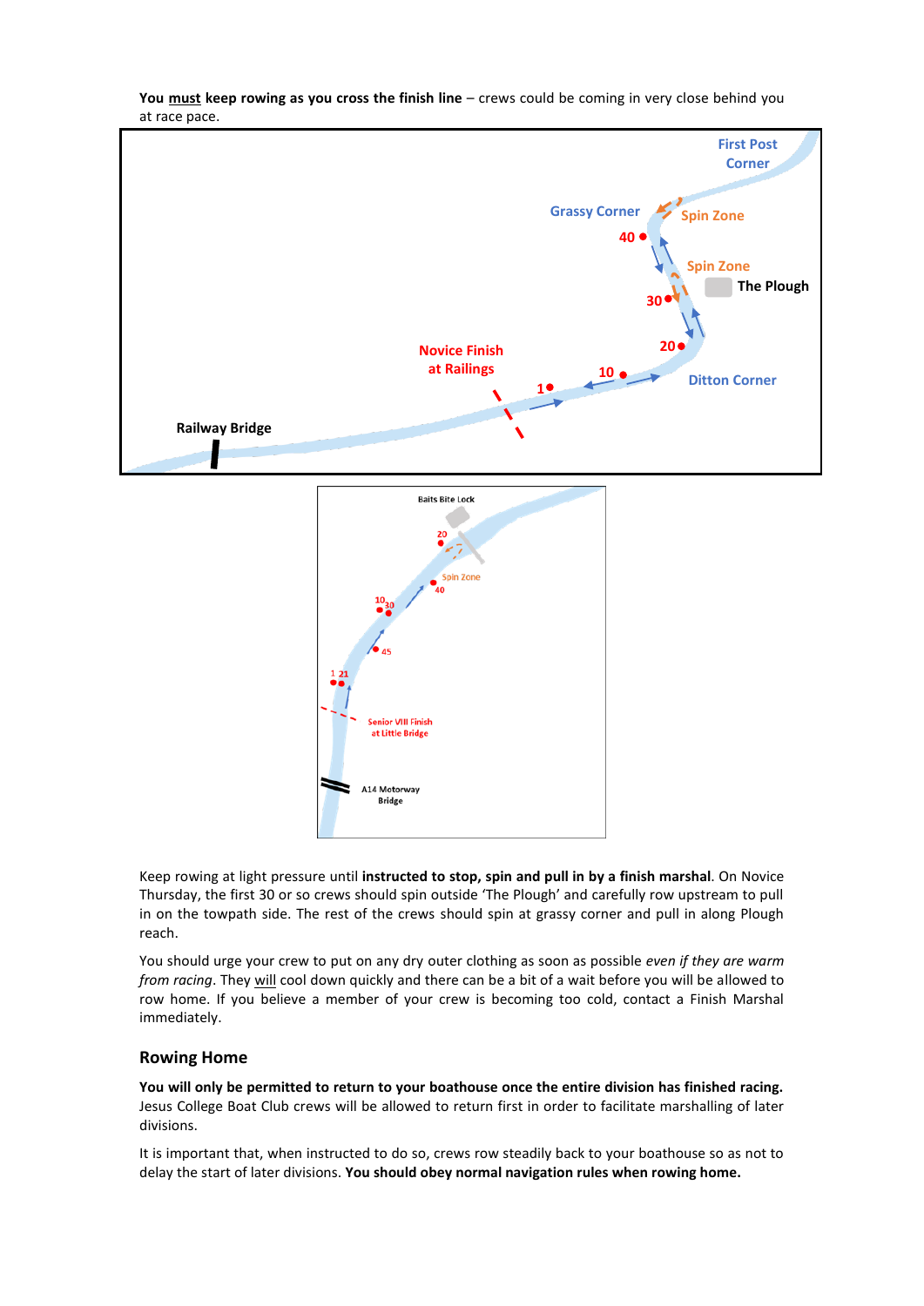**You must keep rowing as you cross the finish line** – crews could be coming in very close behind you at race pace.

Keep rowing at light pressure until **instructed to stop, spin and pull in by a finish marshal**. On Novice Thursday, the first 30 or so crews should spin outside 'The Plough' and carefully row upstream to pull in on the towpath side. The rest of the crews should spin at grassy corner and pull in along Plough reach.

You should urge your crew to put on any dry outer clothing as soon as possible *even if they are warm from racing*. They will cool down quickly and there can be a bit of a wait before you will be allowed to row home. If you believe a member of your crew is becoming too cold, contact a Finish Marshal immediately.

## Rowing Home

**You will only be permitted to return to your boathouse once the entire division has finished racing.** Jesus College Boat Club crews will be allowed to return first in order to facilitate marshalling of later divisions.

It is important that, when instructed to do so, crews row steadily back to your boathouse so as not to delay the start of later divisions. **You should obey normal navigation rules when rowing home.**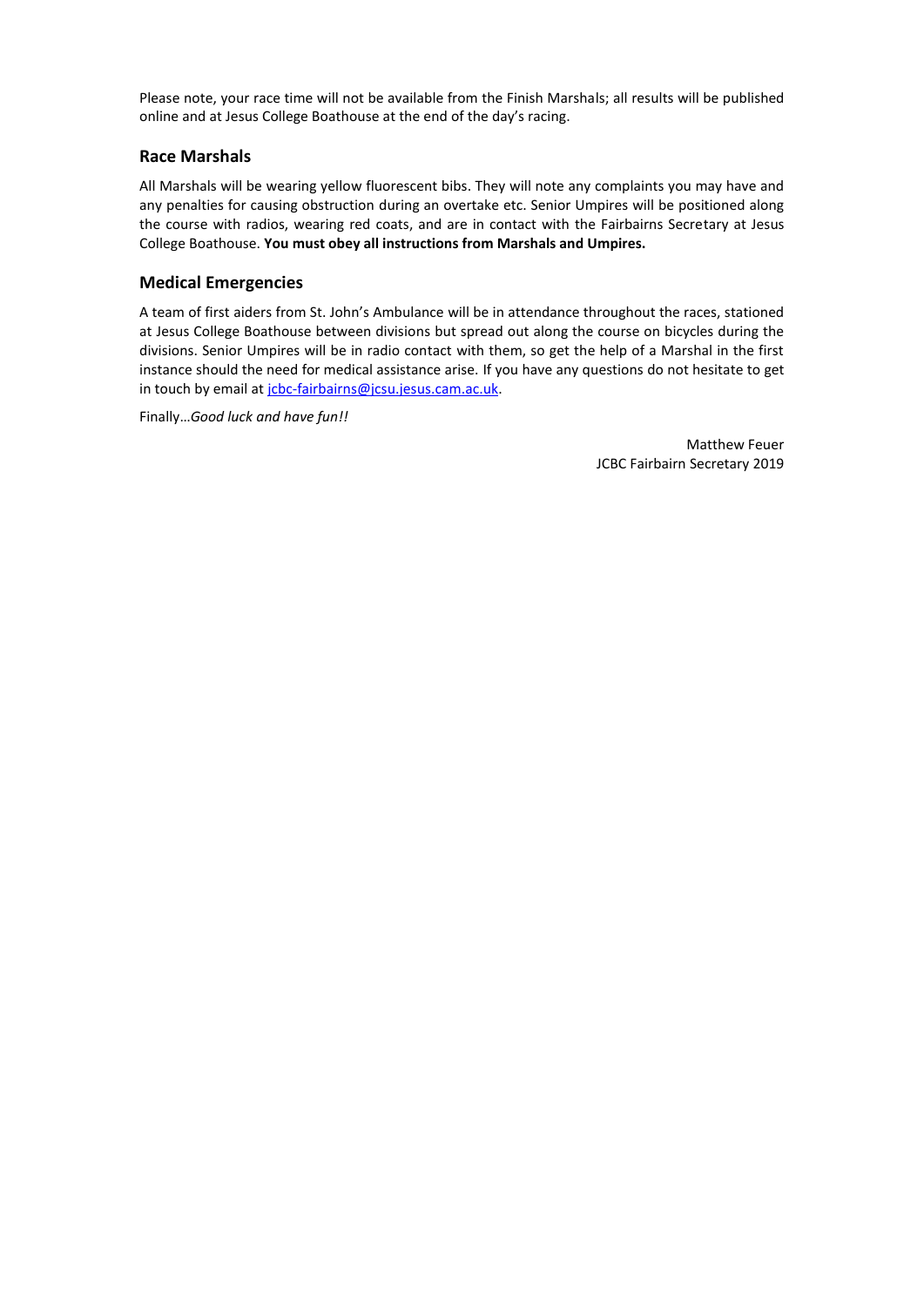Please note, your race time will not be available from the Finish Marshals; all results will be published online and at Jesus College Boathouse at the end of the day's racing.

## Race Marshals

All Marshals will be wearing yellow fluorescent bibs. They will note any complaints you may have and any penalties for causing obstruction during an overtake etc. Senior Umpires will be positioned along the course with radios, wearing red coats, and are in contact with the Fairbairns Secretary at Jesus College Boathouse. **You must obey all instructions from Marshals and Umpires.**

## Medical Emergencies

A team of first aiders from St. John's Ambulance will be in attendance throughout the races, stationed at Jesus College Boathouse between divisions but spread out along the course on bicycles during the divisions. Senior Umpires will be in radio contact with them, so get the help of a Marshal in the first instance should the need for medical assistance arise. If you have any questions do not hesitate to get in touch by email at [jcbc-fairbairns@jcsu.jesus.cam.ac.uk](mailto:jcbc-fairbairns@jcsu.jesus.cam.ac.uk).

Finally…*Good luck and have fun!!*

Matthew Feuer
JCBC Fairbairn Secretary 2019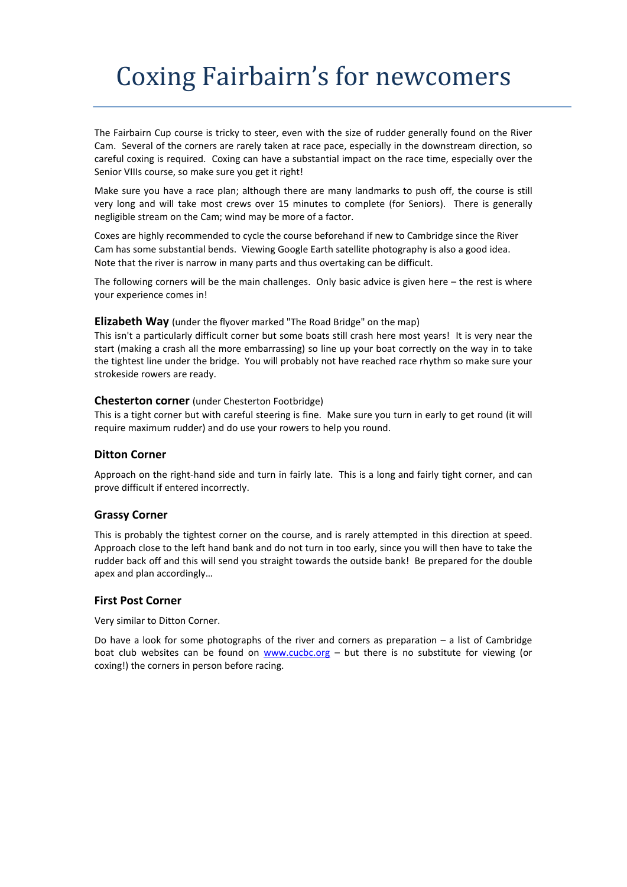# Coxing Fairbairn's for newcomers

The Fairbairn Cup course is tricky to steer, even with the size of rudder generally found on the River Cam. Several of the corners are rarely taken at race pace, especially in the downstream direction, so careful coxing is required. Coxing can have a substantial impact on the race time, especially over the Senior VIIIs course, so make sure you get it right!

Make sure you have a race plan; although there are many landmarks to push off, the course is still very long and will take most crews over 15 minutes to complete (for Seniors). There is generally negligible stream on the Cam; wind may be more of a factor.

Coxes are highly recommended to cycle the course beforehand if new to Cambridge since the River Cam has some substantial bends. Viewing Google Earth satellite photography is also a good idea. Note that the river is narrow in many parts and thus overtaking can be difficult.

The following corners will be the main challenges. Only basic advice is given here – the rest is where your experience comes in!

### Elizabeth Way (under the flyover marked "The Road Bridge" on the map)

This isn't a particularly difficult corner but some boats still crash here most years! It is very near the start (making a crash all the more embarrassing) so line up your boat correctly on the way in to take the tightest line under the bridge. You will probably not have reached race rhythm so make sure your strokeside rowers are ready.

### Chesterton corner (under Chesterton Footbridge)

This is a tight corner but with careful steering is fine. Make sure you turn in early to get round (it will require maximum rudder) and do use your rowers to help you round.

### Ditton Corner

Approach on the right-hand side and turn in fairly late. This is a long and fairly tight corner, and can prove difficult if entered incorrectly.

### Grassy Corner

This is probably the tightest corner on the course, and is rarely attempted in this direction at speed. Approach close to the left hand bank and do not turn in too early, since you will then have to take the rudder back off and this will send you straight towards the outside bank! Be prepared for the double apex and plan accordingly…

### First Post Corner

Very similar to Ditton Corner.

Do have a look for some photographs of the river and corners as preparation – a list of Cambridge boat club websites can be found on [www.cucbc.org](http://www.cucbc.org) – but there is no substitute for viewing (or coxing!) the corners in person before racing.